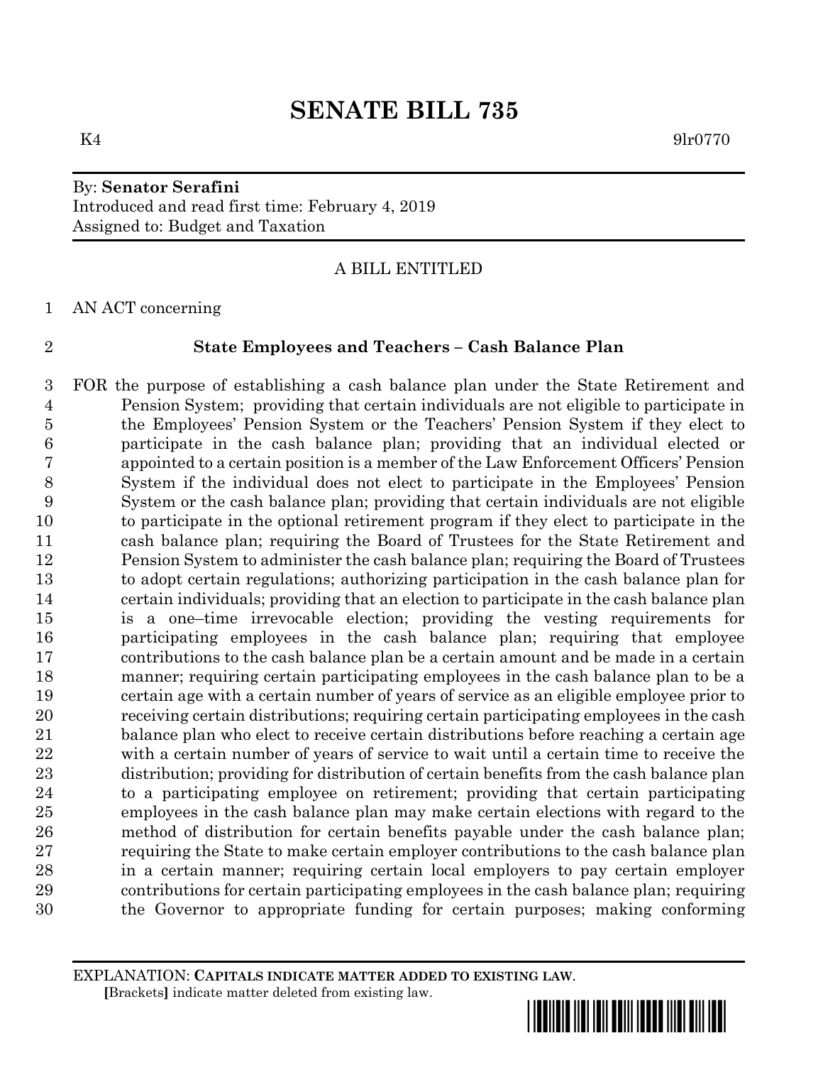# SENATE BILL 735

K4 9lr0770

By: **Senator Serafini**
Introduced and read first time: February 4, 2019
Assigned to: Budget and Taxation

A BILL ENTITLED

AN ACT concerning

**State Employees and Teachers – Cash Balance Plan**

FOR the purpose of establishing a cash balance plan under the State Retirement and Pension System; providing that certain individuals are not eligible to participate in the Employees' Pension System or the Teachers' Pension System if they elect to participate in the cash balance plan; providing that an individual elected or appointed to a certain position is a member of the Law Enforcement Officers' Pension System if the individual does not elect to participate in the Employees' Pension System or the cash balance plan; providing that certain individuals are not eligible to participate in the optional retirement program if they elect to participate in the cash balance plan; requiring the Board of Trustees for the State Retirement and Pension System to administer the cash balance plan; requiring the Board of Trustees to adopt certain regulations; authorizing participation in the cash balance plan for certain individuals; providing that an election to participate in the cash balance plan is a one–time irrevocable election; providing the vesting requirements for participating employees in the cash balance plan; requiring that employee contributions to the cash balance plan be a certain amount and be made in a certain manner; requiring certain participating employees in the cash balance plan to be a certain age with a certain number of years of service as an eligible employee prior to receiving certain distributions; requiring certain participating employees in the cash balance plan who elect to receive certain distributions before reaching a certain age with a certain number of years of service to wait until a certain time to receive the distribution; providing for distribution of certain benefits from the cash balance plan to a participating employee on retirement; providing that certain participating employees in the cash balance plan may make certain elections with regard to the method of distribution for certain benefits payable under the cash balance plan; requiring the State to make certain employer contributions to the cash balance plan in a certain manner; requiring certain local employers to pay certain employer contributions for certain participating employees in the cash balance plan; requiring the Governor to appropriate funding for certain purposes; making conforming

EXPLANATION: **CAPITALS INDICATE MATTER ADDED TO EXISTING LAW.**
**[**Brackets**]** indicate matter deleted from existing law.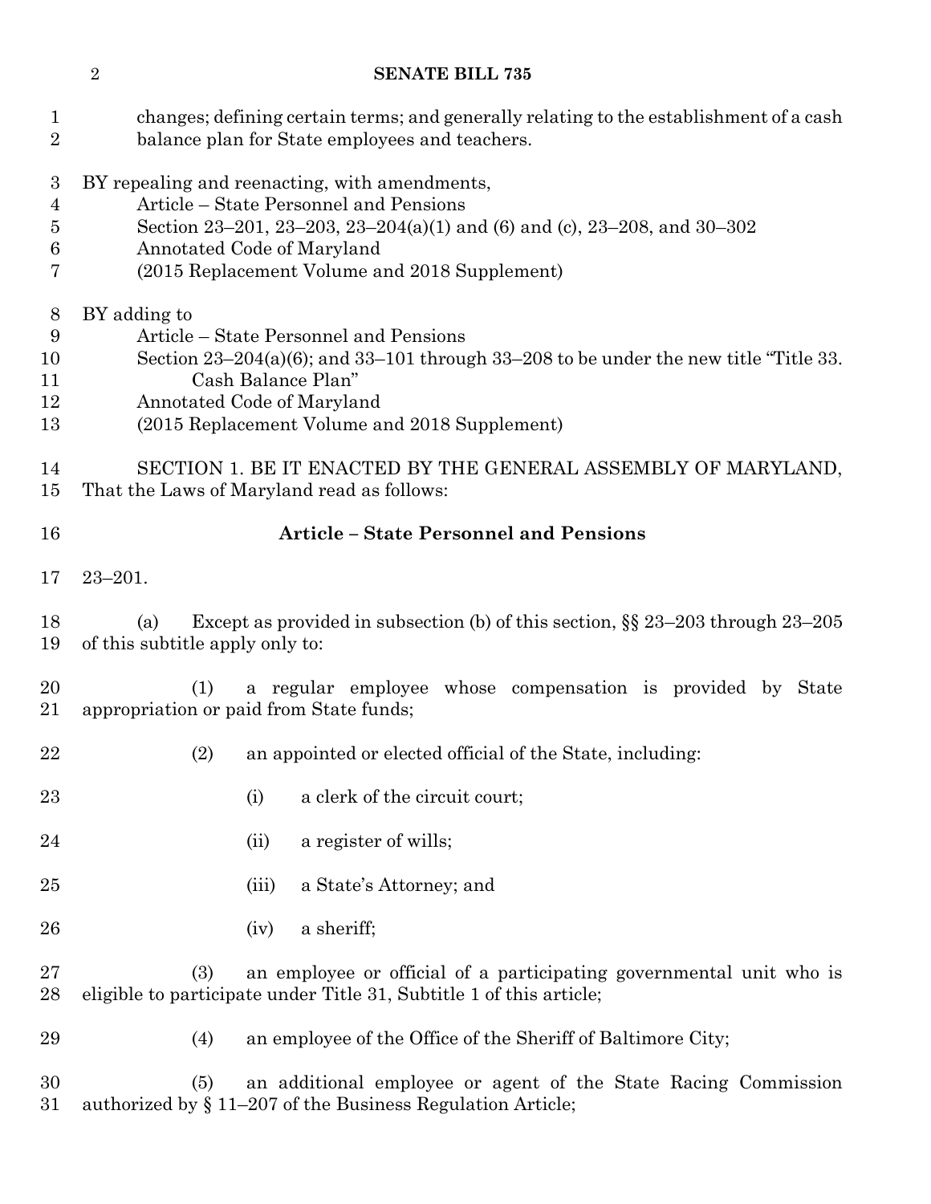changes; defining certain terms; and generally relating to the establishment of a cash balance plan for State employees and teachers.

BY repealing and reenacting, with amendments,
Article – State Personnel and Pensions
Section 23–201, 23–203, 23–204(a)(1) and (6) and (c), 23–208, and 30–302
Annotated Code of Maryland
(2015 Replacement Volume and 2018 Supplement)

BY adding to
Article – State Personnel and Pensions
Section 23–204(a)(6); and 33–101 through 33–208 to be under the new title "Title 33. Cash Balance Plan"
Annotated Code of Maryland
(2015 Replacement Volume and 2018 Supplement)

SECTION 1. BE IT ENACTED BY THE GENERAL ASSEMBLY OF MARYLAND, That the Laws of Maryland read as follows:

**Article – State Personnel and Pensions**

23–201.

(a) Except as provided in subsection (b) of this section, §§ 23–203 through 23–205 of this subtitle apply only to:

(1) a regular employee whose compensation is provided by State appropriation or paid from State funds;

(2) an appointed or elected official of the State, including:

(i) a clerk of the circuit court;

(ii) a register of wills;

(iii) a State's Attorney; and

(iv) a sheriff;

(3) an employee or official of a participating governmental unit who is eligible to participate under Title 31, Subtitle 1 of this article;

(4) an employee of the Office of the Sheriff of Baltimore City;

(5) an additional employee or agent of the State Racing Commission authorized by § 11–207 of the Business Regulation Article;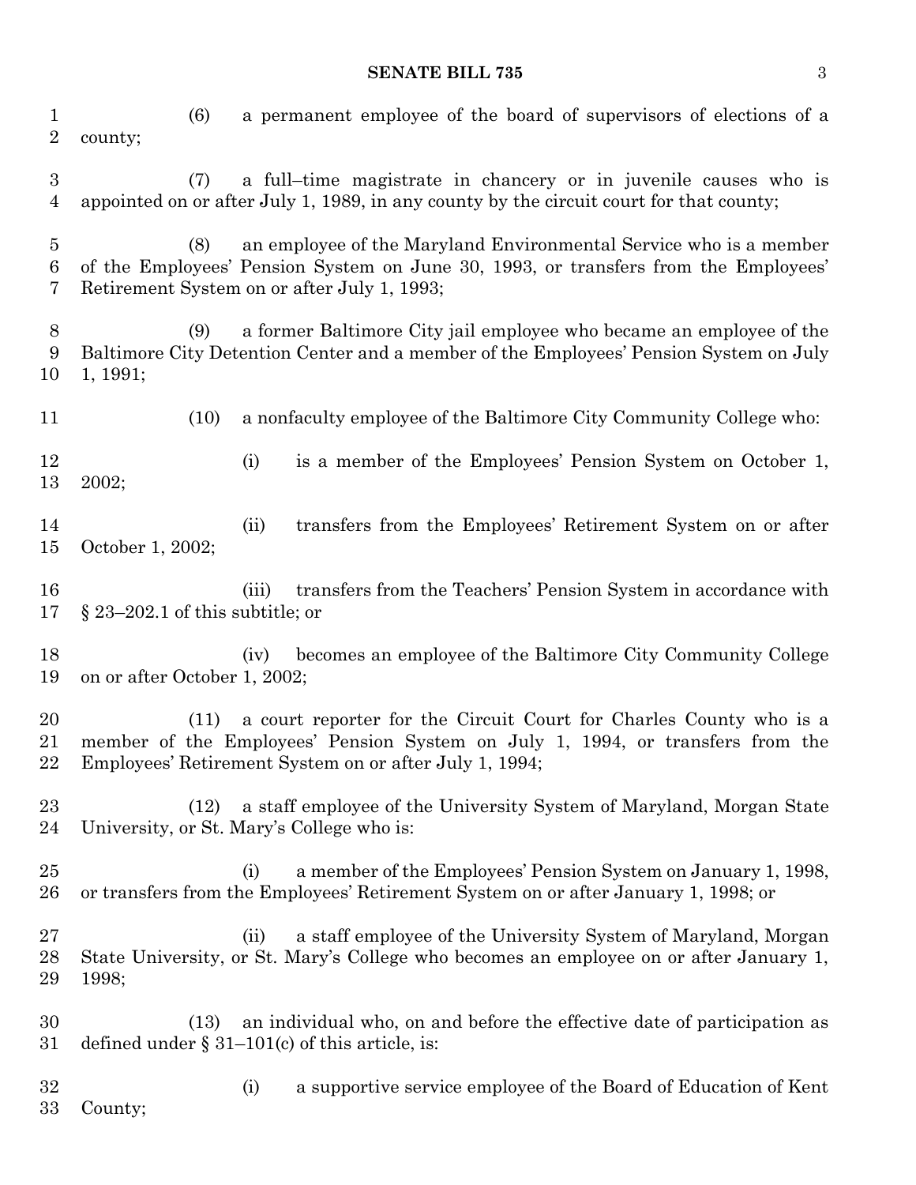(6) a permanent employee of the board of supervisors of elections of a county;

(7) a full–time magistrate in chancery or in juvenile causes who is appointed on or after July 1, 1989, in any county by the circuit court for that county;

(8) an employee of the Maryland Environmental Service who is a member of the Employees' Pension System on June 30, 1993, or transfers from the Employees' Retirement System on or after July 1, 1993;

(9) a former Baltimore City jail employee who became an employee of the Baltimore City Detention Center and a member of the Employees' Pension System on July 1, 1991;

(10) a nonfaculty employee of the Baltimore City Community College who:

(i) is a member of the Employees' Pension System on October 1, 2002;

(ii) transfers from the Employees' Retirement System on or after October 1, 2002;

(iii) transfers from the Teachers' Pension System in accordance with § 23–202.1 of this subtitle; or

(iv) becomes an employee of the Baltimore City Community College on or after October 1, 2002;

(11) a court reporter for the Circuit Court for Charles County who is a member of the Employees' Pension System on July 1, 1994, or transfers from the Employees' Retirement System on or after July 1, 1994;

(12) a staff employee of the University System of Maryland, Morgan State University, or St. Mary's College who is:

(i) a member of the Employees' Pension System on January 1, 1998, or transfers from the Employees' Retirement System on or after January 1, 1998; or

(ii) a staff employee of the University System of Maryland, Morgan State University, or St. Mary's College who becomes an employee on or after January 1, 1998;

(13) an individual who, on and before the effective date of participation as defined under § 31–101(c) of this article, is:

(i) a supportive service employee of the Board of Education of Kent County;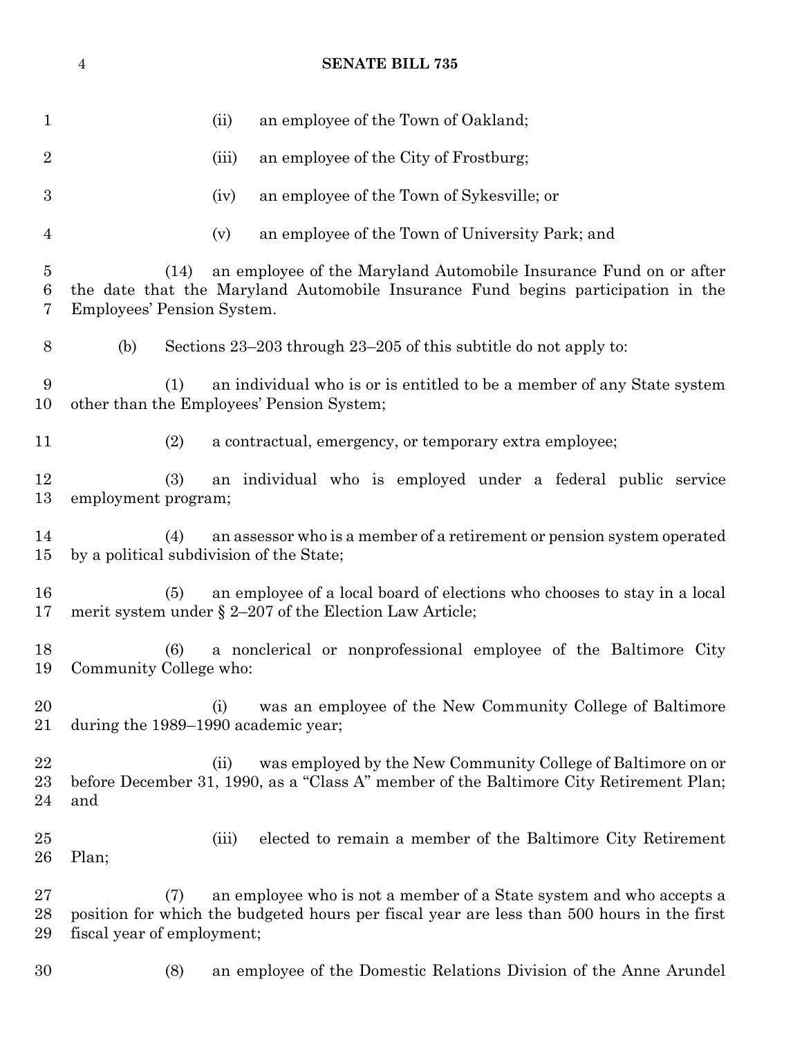(ii) an employee of the Town of Oakland;

(iii) an employee of the City of Frostburg;

(iv) an employee of the Town of Sykesville; or

(v) an employee of the Town of University Park; and

(14) an employee of the Maryland Automobile Insurance Fund on or after the date that the Maryland Automobile Insurance Fund begins participation in the Employees' Pension System.

(b) Sections 23–203 through 23–205 of this subtitle do not apply to:

(1) an individual who is or is entitled to be a member of any State system other than the Employees' Pension System;

(2) a contractual, emergency, or temporary extra employee;

(3) an individual who is employed under a federal public service employment program;

(4) an assessor who is a member of a retirement or pension system operated by a political subdivision of the State;

(5) an employee of a local board of elections who chooses to stay in a local merit system under § 2–207 of the Election Law Article;

(6) a nonclerical or nonprofessional employee of the Baltimore City Community College who:

(i) was an employee of the New Community College of Baltimore during the 1989–1990 academic year;

(ii) was employed by the New Community College of Baltimore on or before December 31, 1990, as a "Class A" member of the Baltimore City Retirement Plan; and

(iii) elected to remain a member of the Baltimore City Retirement Plan;

(7) an employee who is not a member of a State system and who accepts a position for which the budgeted hours per fiscal year are less than 500 hours in the first fiscal year of employment;

(8) an employee of the Domestic Relations Division of the Anne Arundel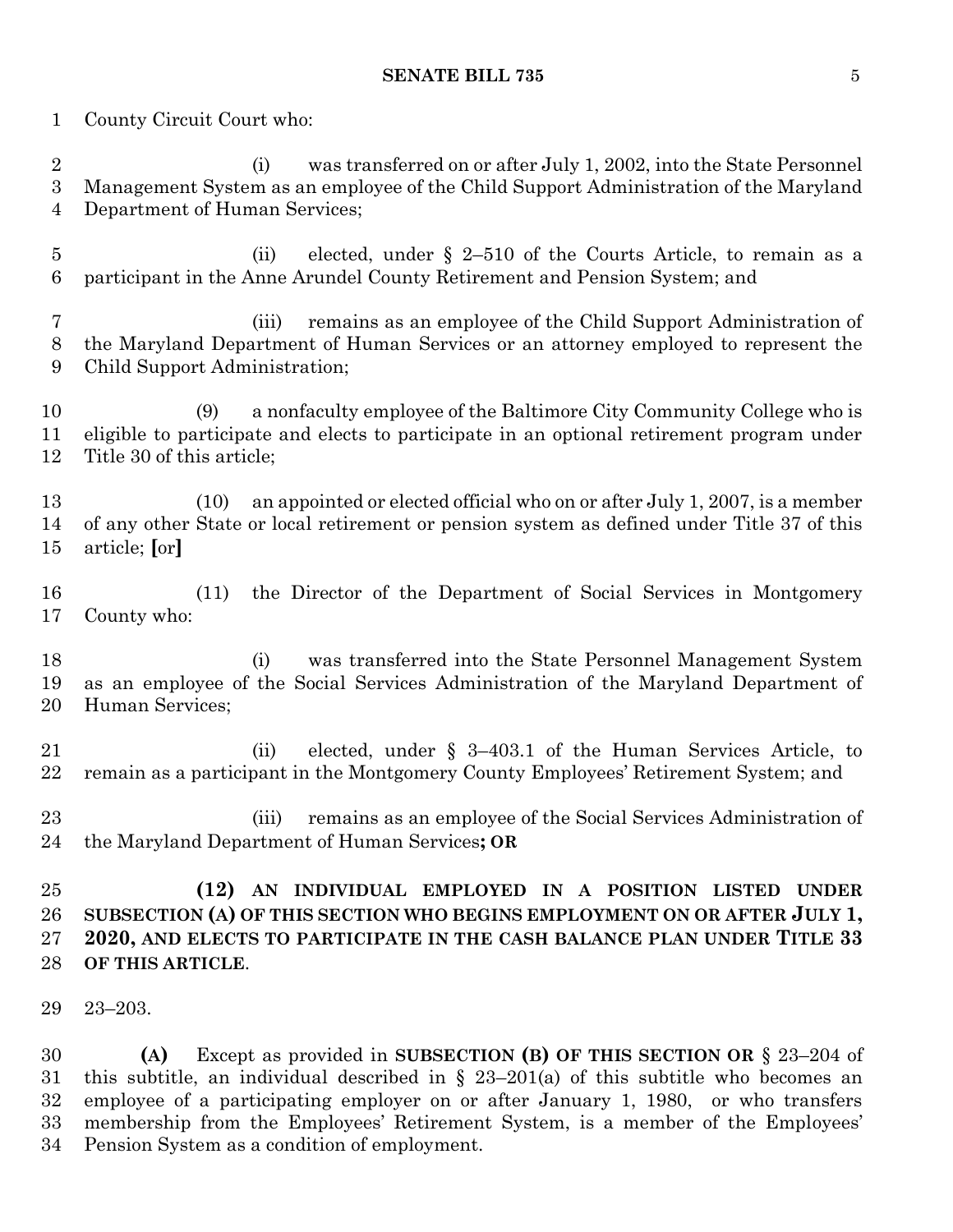County Circuit Court who:

(i) was transferred on or after July 1, 2002, into the State Personnel Management System as an employee of the Child Support Administration of the Maryland Department of Human Services;

(ii) elected, under § 2–510 of the Courts Article, to remain as a participant in the Anne Arundel County Retirement and Pension System; and

(iii) remains as an employee of the Child Support Administration of the Maryland Department of Human Services or an attorney employed to represent the Child Support Administration;

(9) a nonfaculty employee of the Baltimore City Community College who is eligible to participate and elects to participate in an optional retirement program under Title 30 of this article;

(10) an appointed or elected official who on or after July 1, 2007, is a member of any other State or local retirement or pension system as defined under Title 37 of this article; **[**or**]**

(11) the Director of the Department of Social Services in Montgomery County who:

(i) was transferred into the State Personnel Management System as an employee of the Social Services Administration of the Maryland Department of Human Services;

(ii) elected, under § 3–403.1 of the Human Services Article, to remain as a participant in the Montgomery County Employees' Retirement System; and

(iii) remains as an employee of the Social Services Administration of the Maryland Department of Human Services**; OR**

**(12) AN INDIVIDUAL EMPLOYED IN A POSITION LISTED UNDER SUBSECTION (A) OF THIS SECTION WHO BEGINS EMPLOYMENT ON OR AFTER JULY 1, 2020, AND ELECTS TO PARTICIPATE IN THE CASH BALANCE PLAN UNDER TITLE 33 OF THIS ARTICLE**.

23–203.

**(A)** Except as provided in **SUBSECTION (B) OF THIS SECTION OR** § 23–204 of this subtitle, an individual described in § 23–201(a) of this subtitle who becomes an employee of a participating employer on or after January 1, 1980, or who transfers membership from the Employees' Retirement System, is a member of the Employees' Pension System as a condition of employment.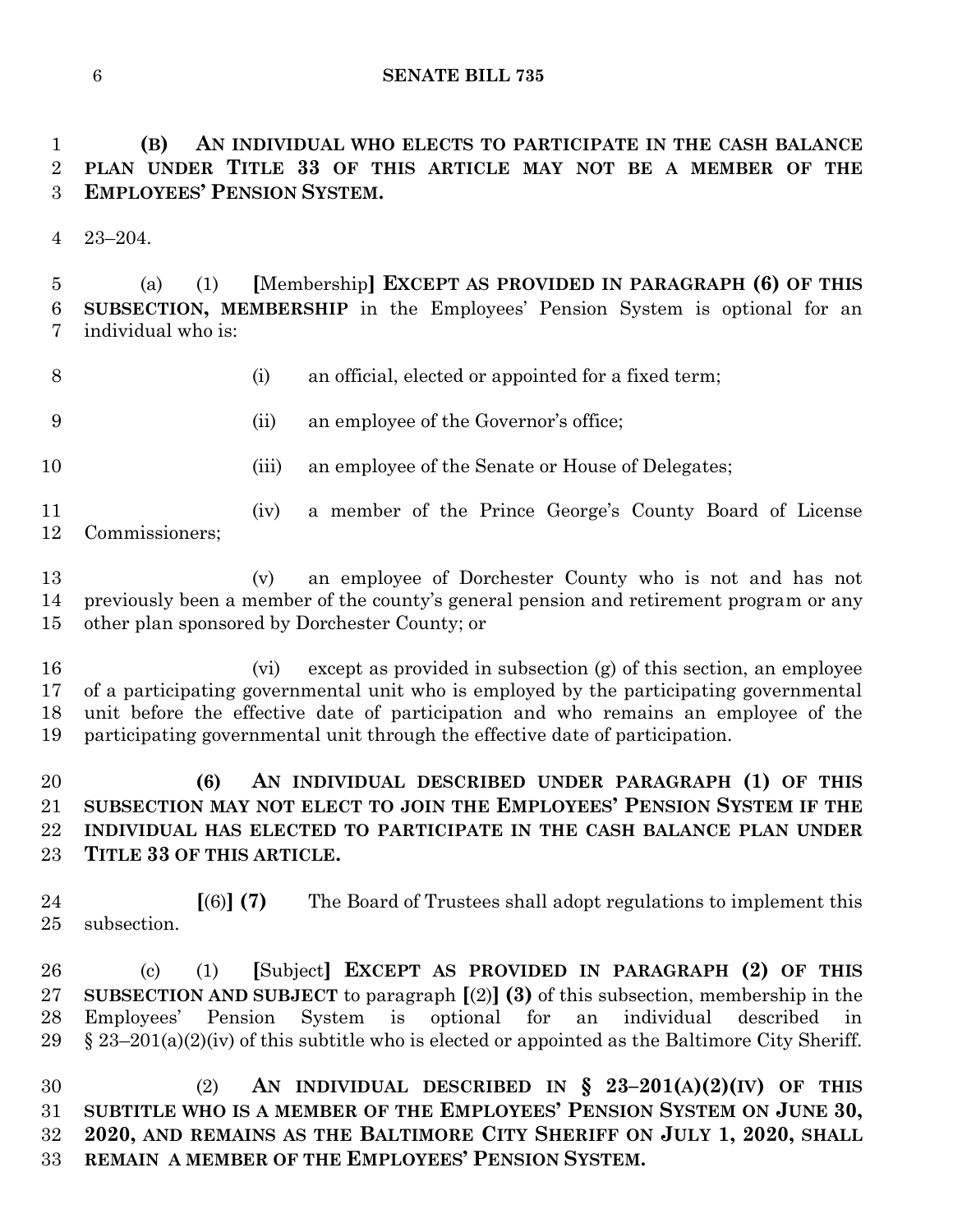**(B) AN INDIVIDUAL WHO ELECTS TO PARTICIPATE IN THE CASH BALANCE PLAN UNDER TITLE 33 OF THIS ARTICLE MAY NOT BE A MEMBER OF THE EMPLOYEES' PENSION SYSTEM.**

23–204.

(a) (1) **[**Membership**] EXCEPT AS PROVIDED IN PARAGRAPH (6) OF THIS SUBSECTION, MEMBERSHIP** in the Employees' Pension System is optional for an individual who is:

(i) an official, elected or appointed for a fixed term;

(ii) an employee of the Governor's office;

(iii) an employee of the Senate or House of Delegates;

(iv) a member of the Prince George's County Board of License Commissioners;

(v) an employee of Dorchester County who is not and has not previously been a member of the county's general pension and retirement program or any other plan sponsored by Dorchester County; or

(vi) except as provided in subsection (g) of this section, an employee of a participating governmental unit who is employed by the participating governmental unit before the effective date of participation and who remains an employee of the participating governmental unit through the effective date of participation.

**(6) AN INDIVIDUAL DESCRIBED UNDER PARAGRAPH (1) OF THIS SUBSECTION MAY NOT ELECT TO JOIN THE EMPLOYEES' PENSION SYSTEM IF THE INDIVIDUAL HAS ELECTED TO PARTICIPATE IN THE CASH BALANCE PLAN UNDER TITLE 33 OF THIS ARTICLE.**

**[**(6)**] (7)** The Board of Trustees shall adopt regulations to implement this subsection.

(c) (1) **[**Subject**] EXCEPT AS PROVIDED IN PARAGRAPH (2) OF THIS SUBSECTION AND SUBJECT** to paragraph **[**(2)**] (3)** of this subsection, membership in the Employees' Pension System is optional for an individual described in § 23–201(a)(2)(iv) of this subtitle who is elected or appointed as the Baltimore City Sheriff.

(2) **AN INDIVIDUAL DESCRIBED IN § 23–201(A)(2)(IV) OF THIS SUBTITLE WHO IS A MEMBER OF THE EMPLOYEES' PENSION SYSTEM ON JUNE 30, 2020, AND REMAINS AS THE BALTIMORE CITY SHERIFF ON JULY 1, 2020, SHALL REMAIN A MEMBER OF THE EMPLOYEES' PENSION SYSTEM.**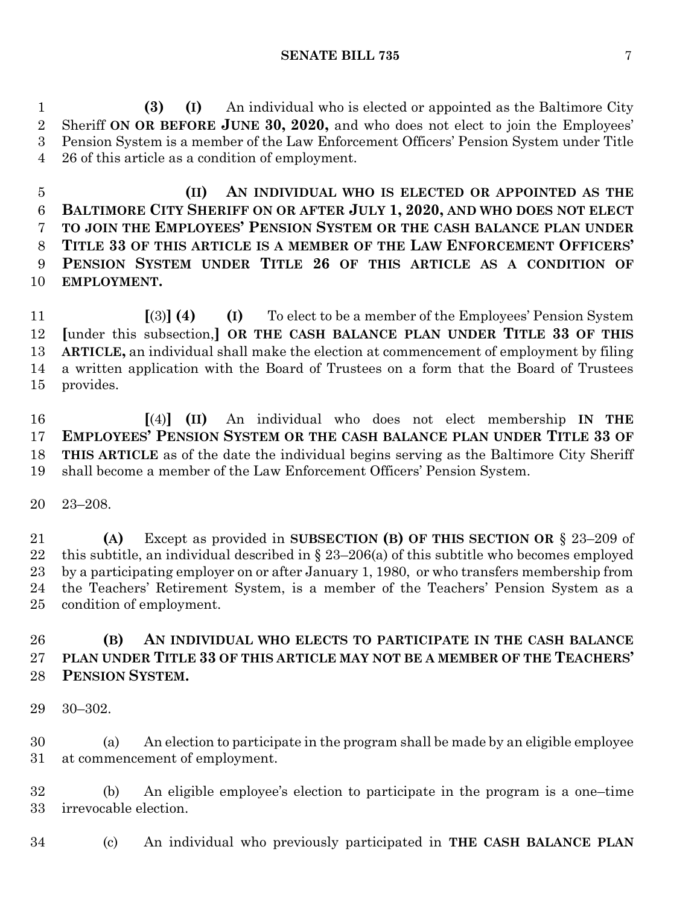(3) (I) An individual who is elected or appointed as the Baltimore City Sheriff **ON OR BEFORE JUNE 30, 2020,** and who does not elect to join the Employees' Pension System is a member of the Law Enforcement Officers' Pension System under Title 26 of this article as a condition of employment.

**(II) AN INDIVIDUAL WHO IS ELECTED OR APPOINTED AS THE BALTIMORE CITY SHERIFF ON OR AFTER JULY 1, 2020, AND WHO DOES NOT ELECT TO JOIN THE EMPLOYEES' PENSION SYSTEM OR THE CASH BALANCE PLAN UNDER TITLE 33 OF THIS ARTICLE IS A MEMBER OF THE LAW ENFORCEMENT OFFICERS' PENSION SYSTEM UNDER TITLE 26 OF THIS ARTICLE AS A CONDITION OF EMPLOYMENT.**

**[**(3)**] (4) (I)** To elect to be a member of the Employees' Pension System **[**under this subsection,**] OR THE CASH BALANCE PLAN UNDER TITLE 33 OF THIS ARTICLE,** an individual shall make the election at commencement of employment by filing a written application with the Board of Trustees on a form that the Board of Trustees provides.

**[**(4)**] (II)** An individual who does not elect membership **IN THE EMPLOYEES' PENSION SYSTEM OR THE CASH BALANCE PLAN UNDER TITLE 33 OF THIS ARTICLE** as of the date the individual begins serving as the Baltimore City Sheriff shall become a member of the Law Enforcement Officers' Pension System.

23–208.

**(A)** Except as provided in **SUBSECTION (B) OF THIS SECTION OR** § 23–209 of this subtitle, an individual described in § 23–206(a) of this subtitle who becomes employed by a participating employer on or after January 1, 1980, or who transfers membership from the Teachers' Retirement System, is a member of the Teachers' Pension System as a condition of employment.

**(B) AN INDIVIDUAL WHO ELECTS TO PARTICIPATE IN THE CASH BALANCE PLAN UNDER TITLE 33 OF THIS ARTICLE MAY NOT BE A MEMBER OF THE TEACHERS' PENSION SYSTEM.**

30–302.

(a) An election to participate in the program shall be made by an eligible employee at commencement of employment.

(b) An eligible employee's election to participate in the program is a one–time irrevocable election.

(c) An individual who previously participated in **THE CASH BALANCE PLAN**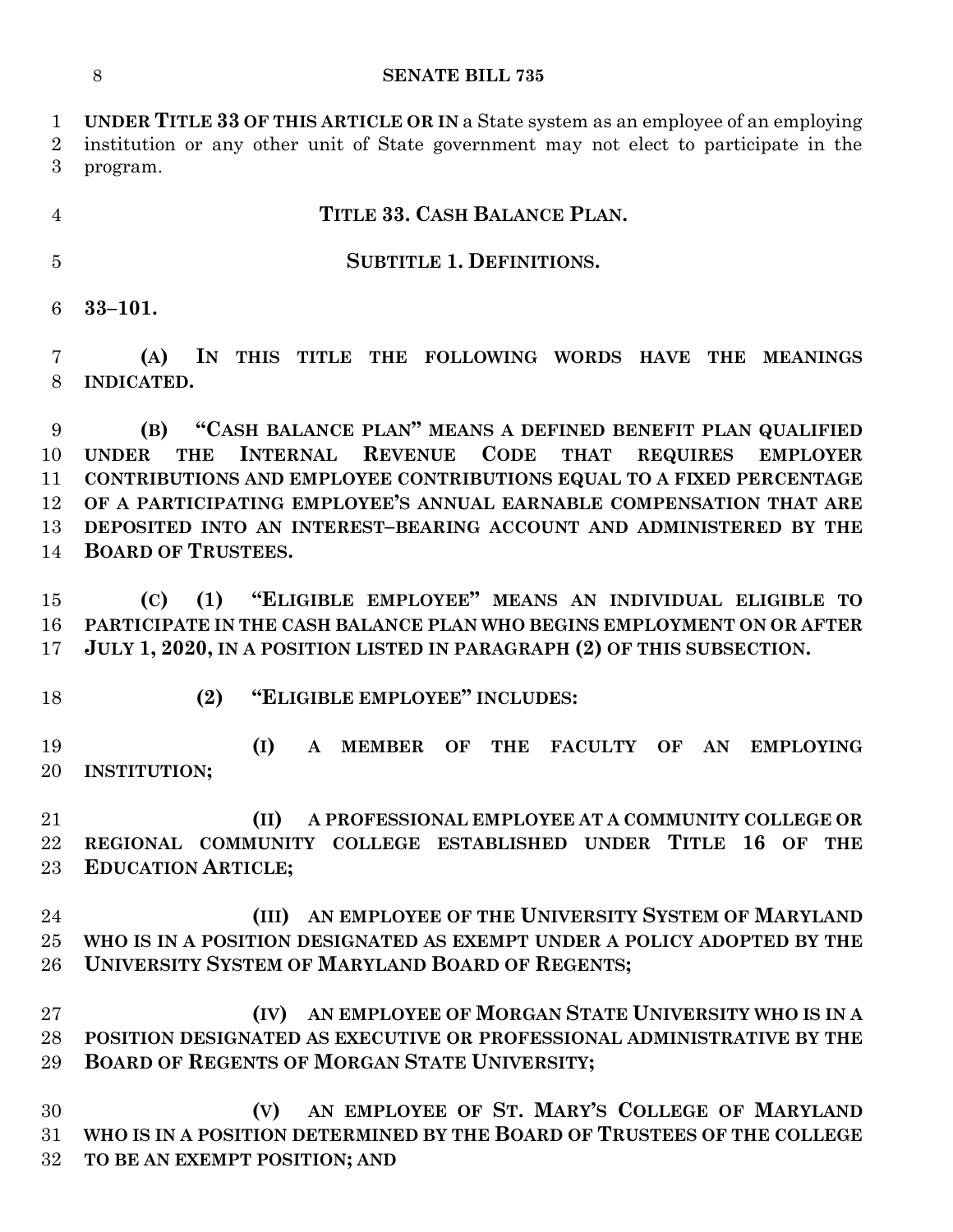**UNDER TITLE 33 OF THIS ARTICLE OR IN** a State system as an employee of an employing institution or any other unit of State government may not elect to participate in the program.

## TITLE 33. CASH BALANCE PLAN.

### SUBTITLE 1. DEFINITIONS.

**33–101.**

**(A) IN THIS TITLE THE FOLLOWING WORDS HAVE THE MEANINGS INDICATED.**

**(B) "CASH BALANCE PLAN" MEANS A DEFINED BENEFIT PLAN QUALIFIED UNDER THE INTERNAL REVENUE CODE THAT REQUIRES EMPLOYER CONTRIBUTIONS AND EMPLOYEE CONTRIBUTIONS EQUAL TO A FIXED PERCENTAGE OF A PARTICIPATING EMPLOYEE'S ANNUAL EARNABLE COMPENSATION THAT ARE DEPOSITED INTO AN INTEREST–BEARING ACCOUNT AND ADMINISTERED BY THE BOARD OF TRUSTEES.**

**(C) (1) "ELIGIBLE EMPLOYEE" MEANS AN INDIVIDUAL ELIGIBLE TO PARTICIPATE IN THE CASH BALANCE PLAN WHO BEGINS EMPLOYMENT ON OR AFTER JULY 1, 2020, IN A POSITION LISTED IN PARAGRAPH (2) OF THIS SUBSECTION.**

**(2) "ELIGIBLE EMPLOYEE" INCLUDES:**

**(I) A MEMBER OF THE FACULTY OF AN EMPLOYING INSTITUTION;**

**(II) A PROFESSIONAL EMPLOYEE AT A COMMUNITY COLLEGE OR REGIONAL COMMUNITY COLLEGE ESTABLISHED UNDER TITLE 16 OF THE EDUCATION ARTICLE;**

**(III) AN EMPLOYEE OF THE UNIVERSITY SYSTEM OF MARYLAND WHO IS IN A POSITION DESIGNATED AS EXEMPT UNDER A POLICY ADOPTED BY THE UNIVERSITY SYSTEM OF MARYLAND BOARD OF REGENTS;**

**(IV) AN EMPLOYEE OF MORGAN STATE UNIVERSITY WHO IS IN A POSITION DESIGNATED AS EXECUTIVE OR PROFESSIONAL ADMINISTRATIVE BY THE BOARD OF REGENTS OF MORGAN STATE UNIVERSITY;**

**(V) AN EMPLOYEE OF ST. MARY'S COLLEGE OF MARYLAND WHO IS IN A POSITION DETERMINED BY THE BOARD OF TRUSTEES OF THE COLLEGE TO BE AN EXEMPT POSITION; AND**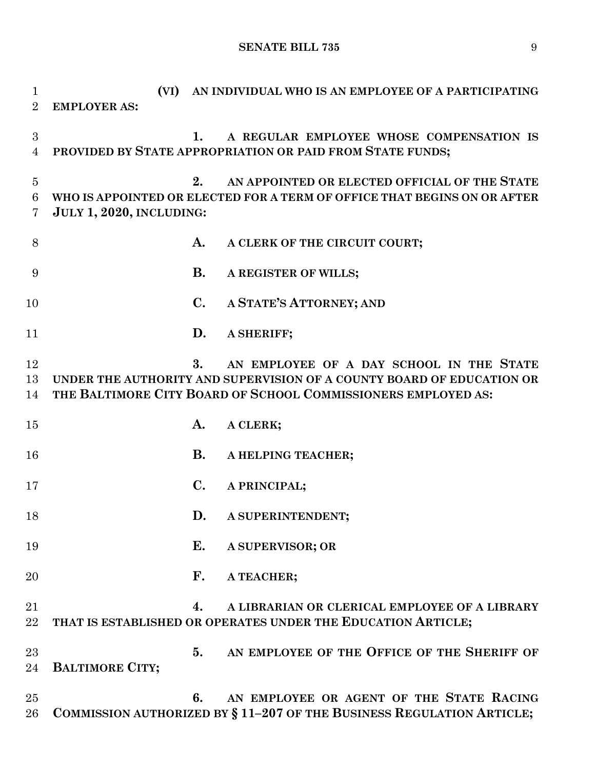**(VI) AN INDIVIDUAL WHO IS AN EMPLOYEE OF A PARTICIPATING EMPLOYER AS:**

**1. A REGULAR EMPLOYEE WHOSE COMPENSATION IS PROVIDED BY STATE APPROPRIATION OR PAID FROM STATE FUNDS;**

**2. AN APPOINTED OR ELECTED OFFICIAL OF THE STATE WHO IS APPOINTED OR ELECTED FOR A TERM OF OFFICE THAT BEGINS ON OR AFTER JULY 1, 2020, INCLUDING:**

**A. A CLERK OF THE CIRCUIT COURT;**

**B. A REGISTER OF WILLS;**

**C. A STATE'S ATTORNEY; AND**

**D. A SHERIFF;**

**3. AN EMPLOYEE OF A DAY SCHOOL IN THE STATE UNDER THE AUTHORITY AND SUPERVISION OF A COUNTY BOARD OF EDUCATION OR THE BALTIMORE CITY BOARD OF SCHOOL COMMISSIONERS EMPLOYED AS:**

**A. A CLERK;**

**B. A HELPING TEACHER;**

**C. A PRINCIPAL;**

**D. A SUPERINTENDENT;**

**E. A SUPERVISOR; OR**

**F. A TEACHER;**

**4. A LIBRARIAN OR CLERICAL EMPLOYEE OF A LIBRARY THAT IS ESTABLISHED OR OPERATES UNDER THE EDUCATION ARTICLE;**

**5. AN EMPLOYEE OF THE OFFICE OF THE SHERIFF OF BALTIMORE CITY;**

**6. AN EMPLOYEE OR AGENT OF THE STATE RACING COMMISSION AUTHORIZED BY § 11–207 OF THE BUSINESS REGULATION ARTICLE;**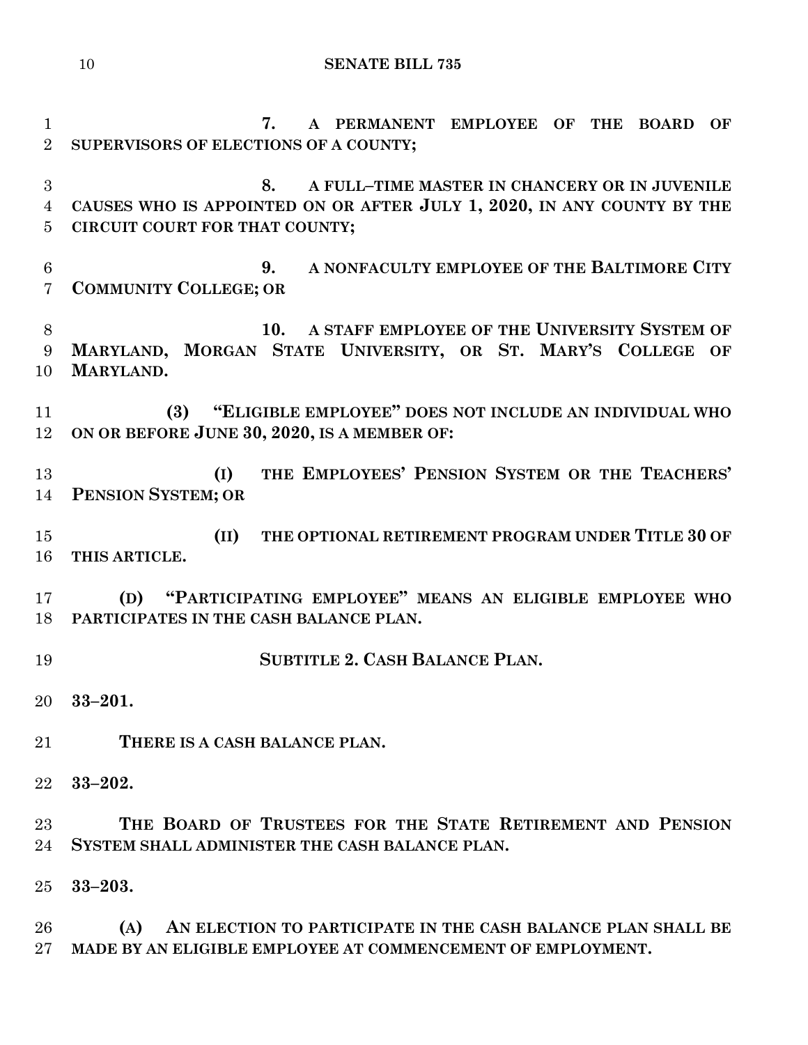**7. A PERMANENT EMPLOYEE OF THE BOARD OF SUPERVISORS OF ELECTIONS OF A COUNTY;**

**8. A FULL–TIME MASTER IN CHANCERY OR IN JUVENILE CAUSES WHO IS APPOINTED ON OR AFTER JULY 1, 2020, IN ANY COUNTY BY THE CIRCUIT COURT FOR THAT COUNTY;**

**9. A NONFACULTY EMPLOYEE OF THE BALTIMORE CITY COMMUNITY COLLEGE; OR**

**10. A STAFF EMPLOYEE OF THE UNIVERSITY SYSTEM OF MARYLAND, MORGAN STATE UNIVERSITY, OR ST. MARY'S COLLEGE OF MARYLAND.**

**(3) "ELIGIBLE EMPLOYEE" DOES NOT INCLUDE AN INDIVIDUAL WHO ON OR BEFORE JUNE 30, 2020, IS A MEMBER OF:**

**(I) THE EMPLOYEES' PENSION SYSTEM OR THE TEACHERS' PENSION SYSTEM; OR**

**(II) THE OPTIONAL RETIREMENT PROGRAM UNDER TITLE 30 OF THIS ARTICLE.**

**(D) "PARTICIPATING EMPLOYEE" MEANS AN ELIGIBLE EMPLOYEE WHO PARTICIPATES IN THE CASH BALANCE PLAN.**

**SUBTITLE 2. CASH BALANCE PLAN.**

**33–201.**

**THERE IS A CASH BALANCE PLAN.**

**33–202.**

**THE BOARD OF TRUSTEES FOR THE STATE RETIREMENT AND PENSION SYSTEM SHALL ADMINISTER THE CASH BALANCE PLAN.**

**33–203.**

**(A) AN ELECTION TO PARTICIPATE IN THE CASH BALANCE PLAN SHALL BE MADE BY AN ELIGIBLE EMPLOYEE AT COMMENCEMENT OF EMPLOYMENT.**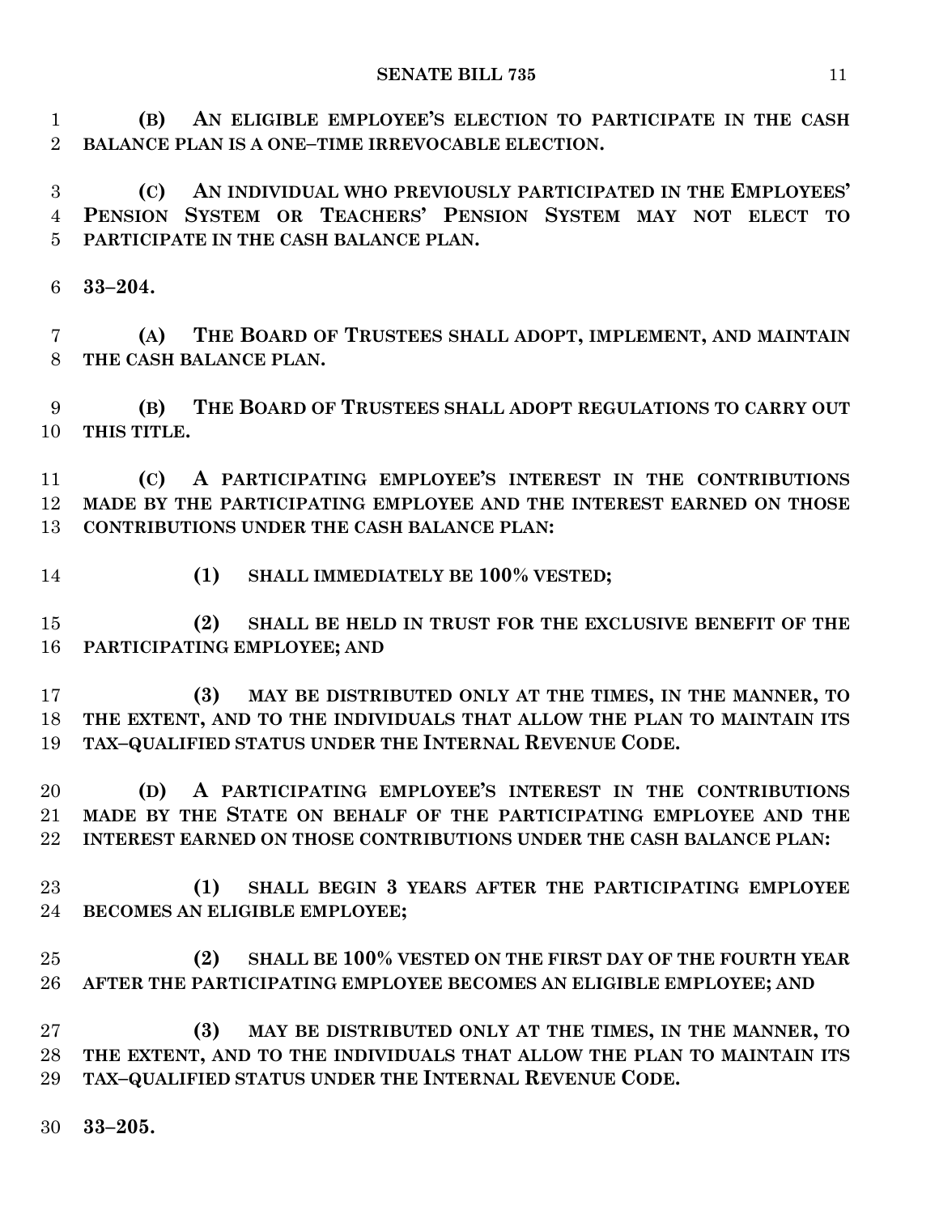**(B) AN ELIGIBLE EMPLOYEE'S ELECTION TO PARTICIPATE IN THE CASH BALANCE PLAN IS A ONE–TIME IRREVOCABLE ELECTION.**

**(C) AN INDIVIDUAL WHO PREVIOUSLY PARTICIPATED IN THE EMPLOYEES' PENSION SYSTEM OR TEACHERS' PENSION SYSTEM MAY NOT ELECT TO PARTICIPATE IN THE CASH BALANCE PLAN.**

**33–204.**

**(A) THE BOARD OF TRUSTEES SHALL ADOPT, IMPLEMENT, AND MAINTAIN THE CASH BALANCE PLAN.**

**(B) THE BOARD OF TRUSTEES SHALL ADOPT REGULATIONS TO CARRY OUT THIS TITLE.**

**(C) A PARTICIPATING EMPLOYEE'S INTEREST IN THE CONTRIBUTIONS MADE BY THE PARTICIPATING EMPLOYEE AND THE INTEREST EARNED ON THOSE CONTRIBUTIONS UNDER THE CASH BALANCE PLAN:**

**(1) SHALL IMMEDIATELY BE 100% VESTED;**

**(2) SHALL BE HELD IN TRUST FOR THE EXCLUSIVE BENEFIT OF THE PARTICIPATING EMPLOYEE; AND**

**(3) MAY BE DISTRIBUTED ONLY AT THE TIMES, IN THE MANNER, TO THE EXTENT, AND TO THE INDIVIDUALS THAT ALLOW THE PLAN TO MAINTAIN ITS TAX–QUALIFIED STATUS UNDER THE INTERNAL REVENUE CODE.**

**(D) A PARTICIPATING EMPLOYEE'S INTEREST IN THE CONTRIBUTIONS MADE BY THE STATE ON BEHALF OF THE PARTICIPATING EMPLOYEE AND THE INTEREST EARNED ON THOSE CONTRIBUTIONS UNDER THE CASH BALANCE PLAN:**

**(1) SHALL BEGIN 3 YEARS AFTER THE PARTICIPATING EMPLOYEE BECOMES AN ELIGIBLE EMPLOYEE;**

**(2) SHALL BE 100% VESTED ON THE FIRST DAY OF THE FOURTH YEAR AFTER THE PARTICIPATING EMPLOYEE BECOMES AN ELIGIBLE EMPLOYEE; AND**

**(3) MAY BE DISTRIBUTED ONLY AT THE TIMES, IN THE MANNER, TO THE EXTENT, AND TO THE INDIVIDUALS THAT ALLOW THE PLAN TO MAINTAIN ITS TAX–QUALIFIED STATUS UNDER THE INTERNAL REVENUE CODE.**

**33–205.**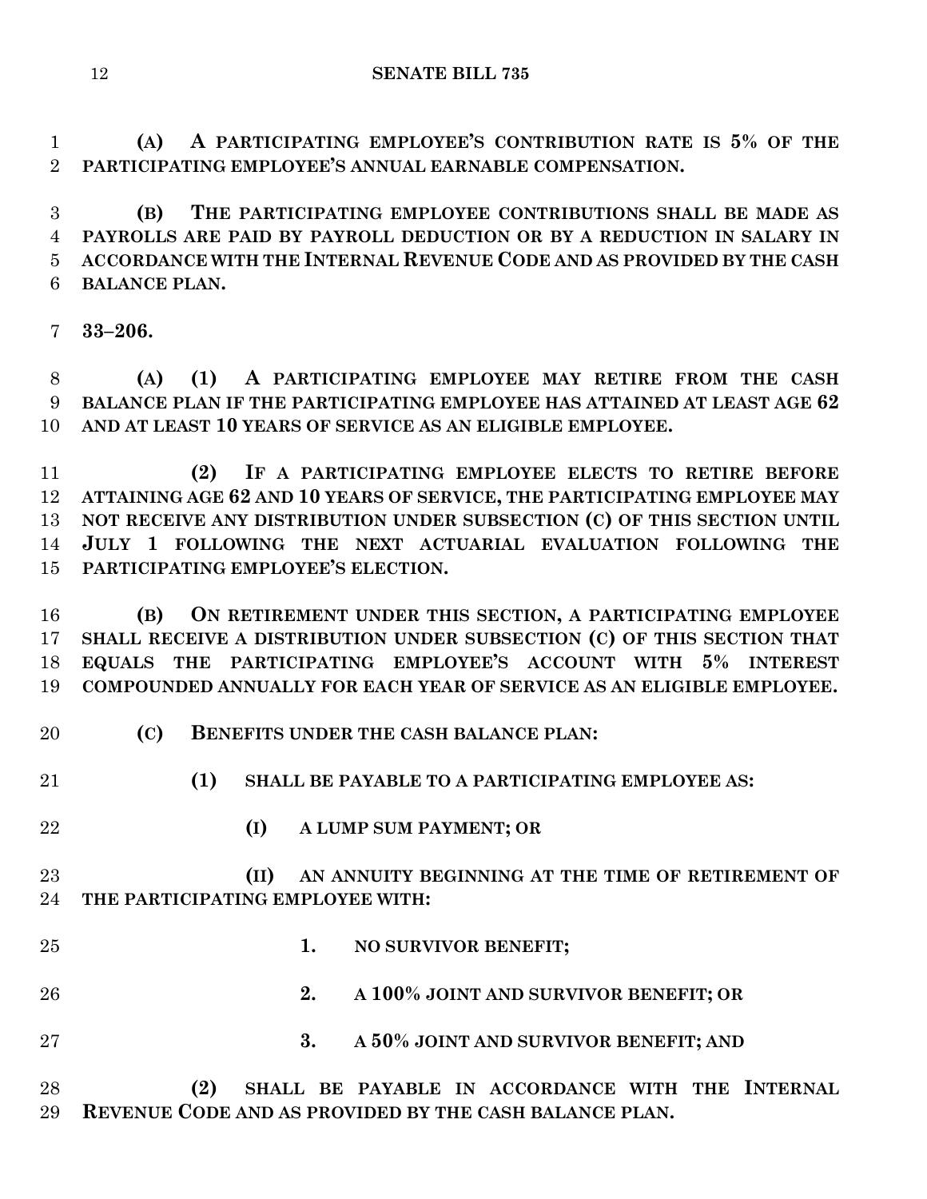**(A) A PARTICIPATING EMPLOYEE'S CONTRIBUTION RATE IS 5% OF THE PARTICIPATING EMPLOYEE'S ANNUAL EARNABLE COMPENSATION.**

**(B) THE PARTICIPATING EMPLOYEE CONTRIBUTIONS SHALL BE MADE AS PAYROLLS ARE PAID BY PAYROLL DEDUCTION OR BY A REDUCTION IN SALARY IN ACCORDANCE WITH THE INTERNAL REVENUE CODE AND AS PROVIDED BY THE CASH BALANCE PLAN.**

**33–206.**

**(A) (1) A PARTICIPATING EMPLOYEE MAY RETIRE FROM THE CASH BALANCE PLAN IF THE PARTICIPATING EMPLOYEE HAS ATTAINED AT LEAST AGE 62 AND AT LEAST 10 YEARS OF SERVICE AS AN ELIGIBLE EMPLOYEE.**

**(2) IF A PARTICIPATING EMPLOYEE ELECTS TO RETIRE BEFORE ATTAINING AGE 62 AND 10 YEARS OF SERVICE, THE PARTICIPATING EMPLOYEE MAY NOT RECEIVE ANY DISTRIBUTION UNDER SUBSECTION (C) OF THIS SECTION UNTIL JULY 1 FOLLOWING THE NEXT ACTUARIAL EVALUATION FOLLOWING THE PARTICIPATING EMPLOYEE'S ELECTION.**

**(B) ON RETIREMENT UNDER THIS SECTION, A PARTICIPATING EMPLOYEE SHALL RECEIVE A DISTRIBUTION UNDER SUBSECTION (C) OF THIS SECTION THAT EQUALS THE PARTICIPATING EMPLOYEE'S ACCOUNT WITH 5% INTEREST COMPOUNDED ANNUALLY FOR EACH YEAR OF SERVICE AS AN ELIGIBLE EMPLOYEE.**

**(C) BENEFITS UNDER THE CASH BALANCE PLAN:**

**(1) SHALL BE PAYABLE TO A PARTICIPATING EMPLOYEE AS:**

**(I) A LUMP SUM PAYMENT; OR**

**(II) AN ANNUITY BEGINNING AT THE TIME OF RETIREMENT OF THE PARTICIPATING EMPLOYEE WITH:**

**1. NO SURVIVOR BENEFIT;**

**2. A 100% JOINT AND SURVIVOR BENEFIT; OR**

**3. A 50% JOINT AND SURVIVOR BENEFIT; AND**

**(2) SHALL BE PAYABLE IN ACCORDANCE WITH THE INTERNAL REVENUE CODE AND AS PROVIDED BY THE CASH BALANCE PLAN.**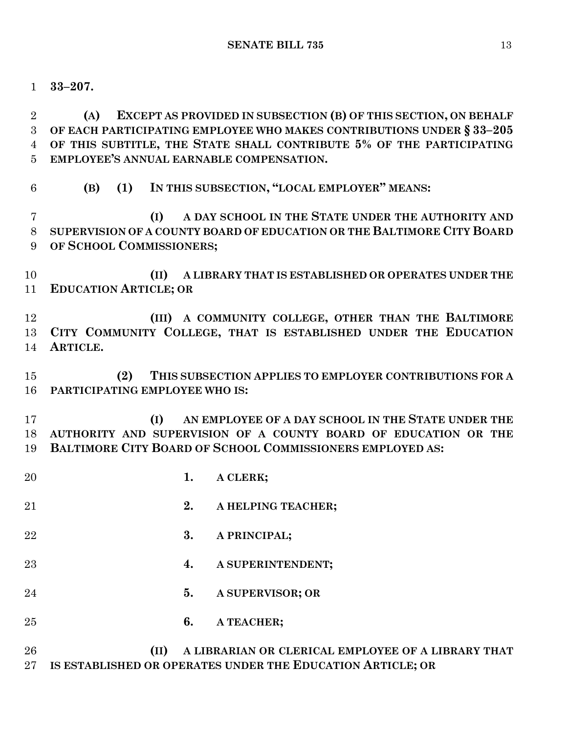**33–207.**

**(A) EXCEPT AS PROVIDED IN SUBSECTION (B) OF THIS SECTION, ON BEHALF OF EACH PARTICIPATING EMPLOYEE WHO MAKES CONTRIBUTIONS UNDER § 33–205 OF THIS SUBTITLE, THE STATE SHALL CONTRIBUTE 5% OF THE PARTICIPATING EMPLOYEE'S ANNUAL EARNABLE COMPENSATION.**

**(B) (1) IN THIS SUBSECTION, "LOCAL EMPLOYER" MEANS:**

**(I) A DAY SCHOOL IN THE STATE UNDER THE AUTHORITY AND SUPERVISION OF A COUNTY BOARD OF EDUCATION OR THE BALTIMORE CITY BOARD OF SCHOOL COMMISSIONERS;**

**(II) A LIBRARY THAT IS ESTABLISHED OR OPERATES UNDER THE EDUCATION ARTICLE; OR**

**(III) A COMMUNITY COLLEGE, OTHER THAN THE BALTIMORE CITY COMMUNITY COLLEGE, THAT IS ESTABLISHED UNDER THE EDUCATION ARTICLE.**

**(2) THIS SUBSECTION APPLIES TO EMPLOYER CONTRIBUTIONS FOR A PARTICIPATING EMPLOYEE WHO IS:**

**(I) AN EMPLOYEE OF A DAY SCHOOL IN THE STATE UNDER THE AUTHORITY AND SUPERVISION OF A COUNTY BOARD OF EDUCATION OR THE BALTIMORE CITY BOARD OF SCHOOL COMMISSIONERS EMPLOYED AS:**

**1. A CLERK;**

**2. A HELPING TEACHER;**

**3. A PRINCIPAL;**

**4. A SUPERINTENDENT;**

**5. A SUPERVISOR; OR**

**6. A TEACHER;**

**(II) A LIBRARIAN OR CLERICAL EMPLOYEE OF A LIBRARY THAT IS ESTABLISHED OR OPERATES UNDER THE EDUCATION ARTICLE; OR**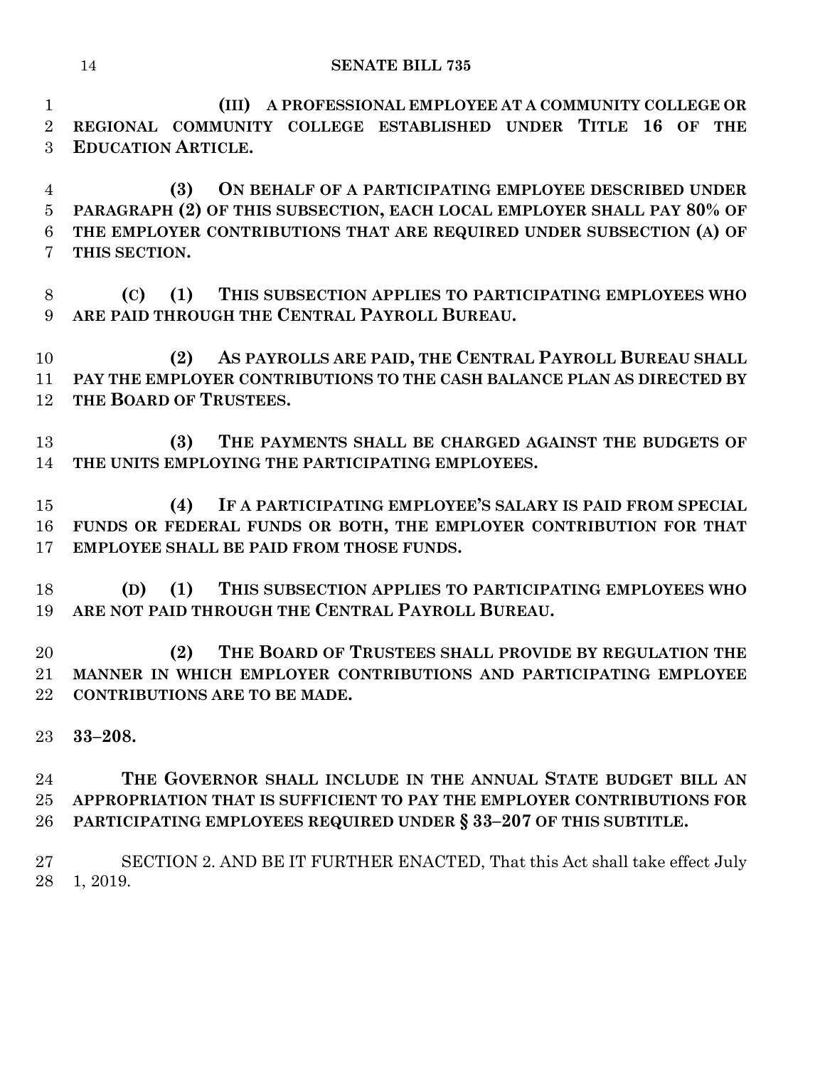**(III) A PROFESSIONAL EMPLOYEE AT A COMMUNITY COLLEGE OR REGIONAL COMMUNITY COLLEGE ESTABLISHED UNDER TITLE 16 OF THE EDUCATION ARTICLE.**

**(3) ON BEHALF OF A PARTICIPATING EMPLOYEE DESCRIBED UNDER PARAGRAPH (2) OF THIS SUBSECTION, EACH LOCAL EMPLOYER SHALL PAY 80% OF THE EMPLOYER CONTRIBUTIONS THAT ARE REQUIRED UNDER SUBSECTION (A) OF THIS SECTION.**

**(C) (1) THIS SUBSECTION APPLIES TO PARTICIPATING EMPLOYEES WHO ARE PAID THROUGH THE CENTRAL PAYROLL BUREAU.**

**(2) AS PAYROLLS ARE PAID, THE CENTRAL PAYROLL BUREAU SHALL PAY THE EMPLOYER CONTRIBUTIONS TO THE CASH BALANCE PLAN AS DIRECTED BY THE BOARD OF TRUSTEES.**

**(3) THE PAYMENTS SHALL BE CHARGED AGAINST THE BUDGETS OF THE UNITS EMPLOYING THE PARTICIPATING EMPLOYEES.**

**(4) IF A PARTICIPATING EMPLOYEE'S SALARY IS PAID FROM SPECIAL FUNDS OR FEDERAL FUNDS OR BOTH, THE EMPLOYER CONTRIBUTION FOR THAT EMPLOYEE SHALL BE PAID FROM THOSE FUNDS.**

**(D) (1) THIS SUBSECTION APPLIES TO PARTICIPATING EMPLOYEES WHO ARE NOT PAID THROUGH THE CENTRAL PAYROLL BUREAU.**

**(2) THE BOARD OF TRUSTEES SHALL PROVIDE BY REGULATION THE MANNER IN WHICH EMPLOYER CONTRIBUTIONS AND PARTICIPATING EMPLOYEE CONTRIBUTIONS ARE TO BE MADE.**

**33–208.**

**THE GOVERNOR SHALL INCLUDE IN THE ANNUAL STATE BUDGET BILL AN APPROPRIATION THAT IS SUFFICIENT TO PAY THE EMPLOYER CONTRIBUTIONS FOR PARTICIPATING EMPLOYEES REQUIRED UNDER § 33–207 OF THIS SUBTITLE.**

SECTION 2. AND BE IT FURTHER ENACTED, That this Act shall take effect July 1, 2019.